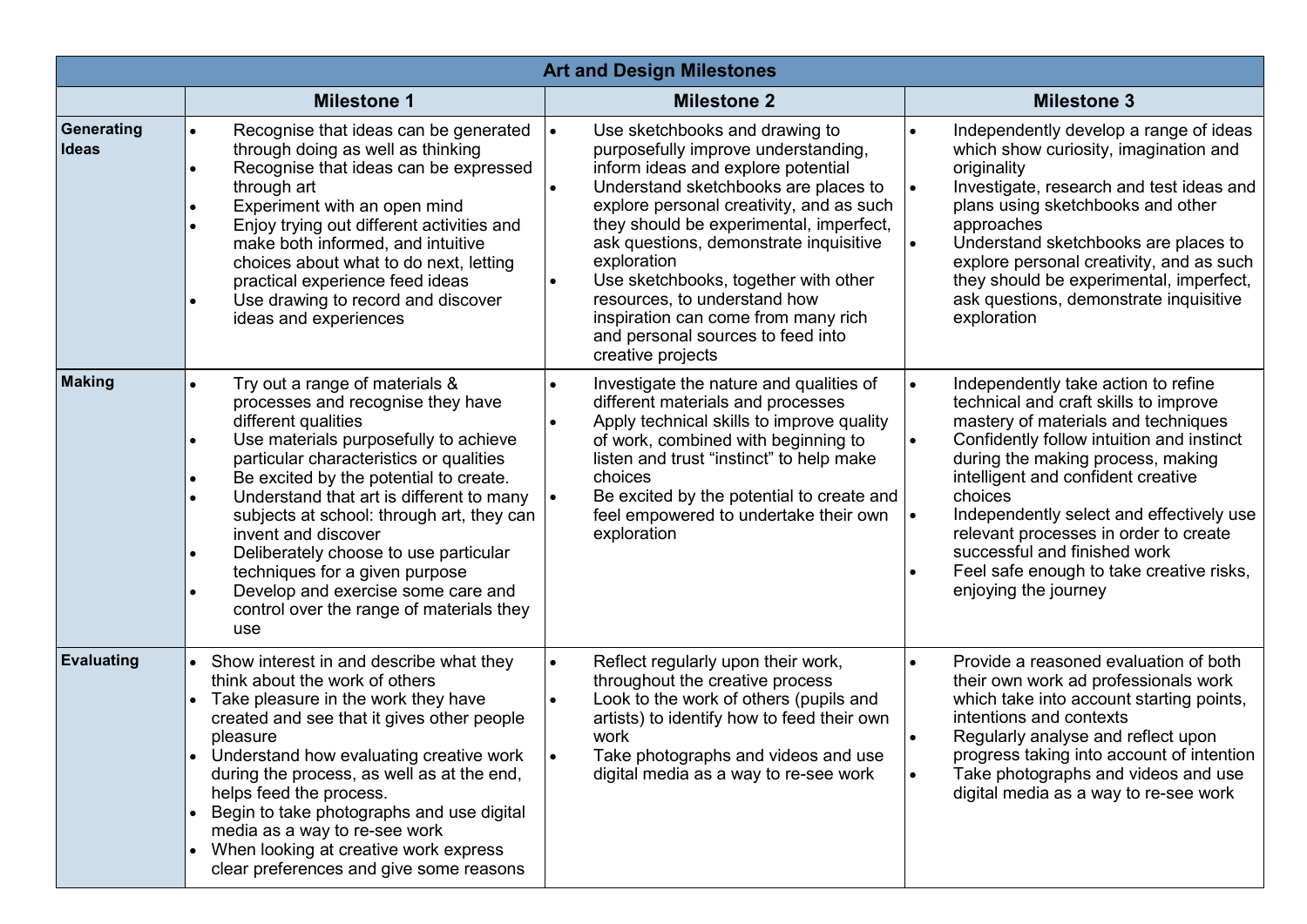| Art and Design Milestones | | | |
|---|---|---|---|
| | **Milestone 1** | **Milestone 2** | **Milestone 3** |
| **Generating Ideas** | • Recognise that ideas can be generated through doing as well as thinking<br>• Recognise that ideas can be expressed through art<br>• Experiment with an open mind<br>• Enjoy trying out different activities and make both informed, and intuitive choices about what to do next, letting practical experience feed ideas<br>• Use drawing to record and discover ideas and experiences | • Use sketchbooks and drawing to purposefully improve understanding, inform ideas and explore potential<br>• Understand sketchbooks are places to explore personal creativity, and as such they should be experimental, imperfect, ask questions, demonstrate inquisitive exploration<br>• Use sketchbooks, together with other resources, to understand how inspiration can come from many rich and personal sources to feed into creative projects | • Independently develop a range of ideas which show curiosity, imagination and originality<br>• Investigate, research and test ideas and plans using sketchbooks and other approaches<br>• Understand sketchbooks are places to explore personal creativity, and as such they should be experimental, imperfect, ask questions, demonstrate inquisitive exploration |
| **Making** | • Try out a range of materials & processes and recognise they have different qualities<br>• Use materials purposefully to achieve particular characteristics or qualities<br>• Be excited by the potential to create.<br>• Understand that art is different to many subjects at school: through art, they can invent and discover<br>• Deliberately choose to use particular techniques for a given purpose<br>• Develop and exercise some care and control over the range of materials they use | • Investigate the nature and qualities of different materials and processes<br>• Apply technical skills to improve quality of work, combined with beginning to listen and trust "instinct" to help make choices<br>• Be excited by the potential to create and feel empowered to undertake their own exploration | • Independently take action to refine technical and craft skills to improve mastery of materials and techniques<br>• Confidently follow intuition and instinct during the making process, making intelligent and confident creative choices<br>• Independently select and effectively use relevant processes in order to create successful and finished work<br>• Feel safe enough to take creative risks, enjoying the journey |
| **Evaluating** | • Show interest in and describe what they think about the work of others<br>• Take pleasure in the work they have created and see that it gives other people pleasure<br>• Understand how evaluating creative work during the process, as well as at the end, helps feed the process.<br>• Begin to take photographs and use digital media as a way to re-see work<br>• When looking at creative work express clear preferences and give some reasons | • Reflect regularly upon their work, throughout the creative process<br>• Look to the work of others (pupils and artists) to identify how to feed their own work<br>• Take photographs and videos and use digital media as a way to re-see work | • Provide a reasoned evaluation of both their own work ad professionals work which take into account starting points, intentions and contexts<br>• Regularly analyse and reflect upon progress taking into account of intention<br>• Take photographs and videos and use digital media as a way to re-see work |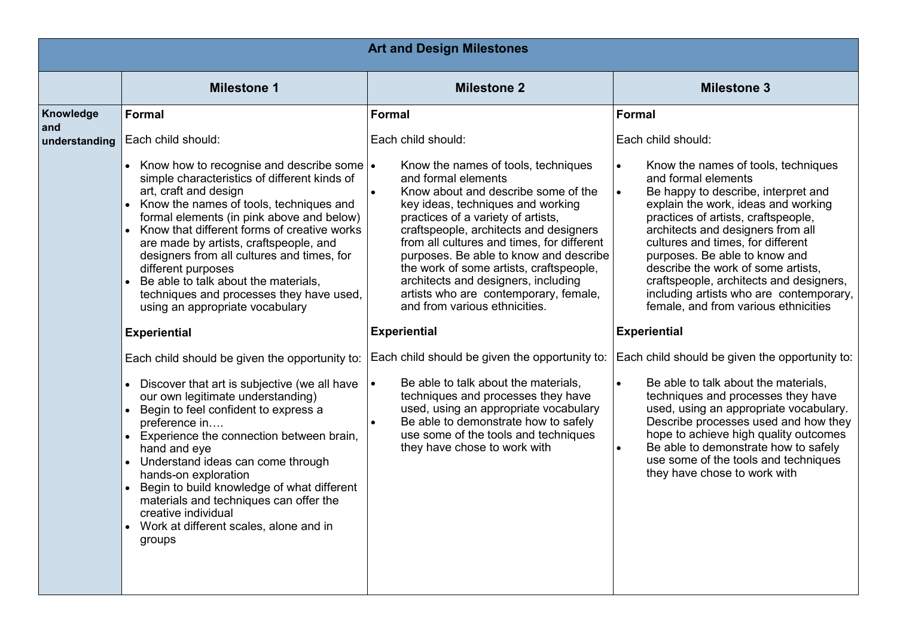| Art and Design Milestones | | | |
|---|---|---|---|
| | **Milestone 1** | **Milestone 2** | **Milestone 3** |
| **Knowledge and understanding** | **Formal**<br><br>Each child should:<br><br>• Know how to recognise and describe some simple characteristics of different kinds of art, craft and design<br>• Know the names of tools, techniques and formal elements (in pink above and below)<br>• Know that different forms of creative works are made by artists, craftspeople, and designers from all cultures and times, for different purposes<br>• Be able to talk about the materials, techniques and processes they have used, using an appropriate vocabulary<br><br>**Experiential**<br><br>Each child should be given the opportunity to:<br><br>• Discover that art is subjective (we all have our own legitimate understanding)<br>• Begin to feel confident to express a preference in….<br>• Experience the connection between brain, hand and eye<br>• Understand ideas can come through hands-on exploration<br>• Begin to build knowledge of what different materials and techniques can offer the creative individual<br>• Work at different scales, alone and in groups | **Formal**<br><br>Each child should:<br><br>• Know the names of tools, techniques and formal elements<br>• Know about and describe some of the key ideas, techniques and working practices of a variety of artists, craftspeople, architects and designers from all cultures and times, for different purposes. Be able to know and describe the work of some artists, craftspeople, architects and designers, including artists who are contemporary, female, and from various ethnicities.<br><br>**Experiential**<br><br>Each child should be given the opportunity to:<br><br>• Be able to talk about the materials, techniques and processes they have used, using an appropriate vocabulary<br>• Be able to demonstrate how to safely use some of the tools and techniques they have chose to work with | **Formal**<br><br>Each child should:<br><br>• Know the names of tools, techniques and formal elements<br>• Be happy to describe, interpret and explain the work, ideas and working practices of artists, craftspeople, architects and designers from all cultures and times, for different purposes. Be able to know and describe the work of some artists, craftspeople, architects and designers, including artists who are contemporary, female, and from various ethnicities<br><br>**Experiential**<br><br>Each child should be given the opportunity to:<br><br>• Be able to talk about the materials, techniques and processes they have used, using an appropriate vocabulary. Describe processes used and how they hope to achieve high quality outcomes<br>• Be able to demonstrate how to safely use some of the tools and techniques they have chose to work with |